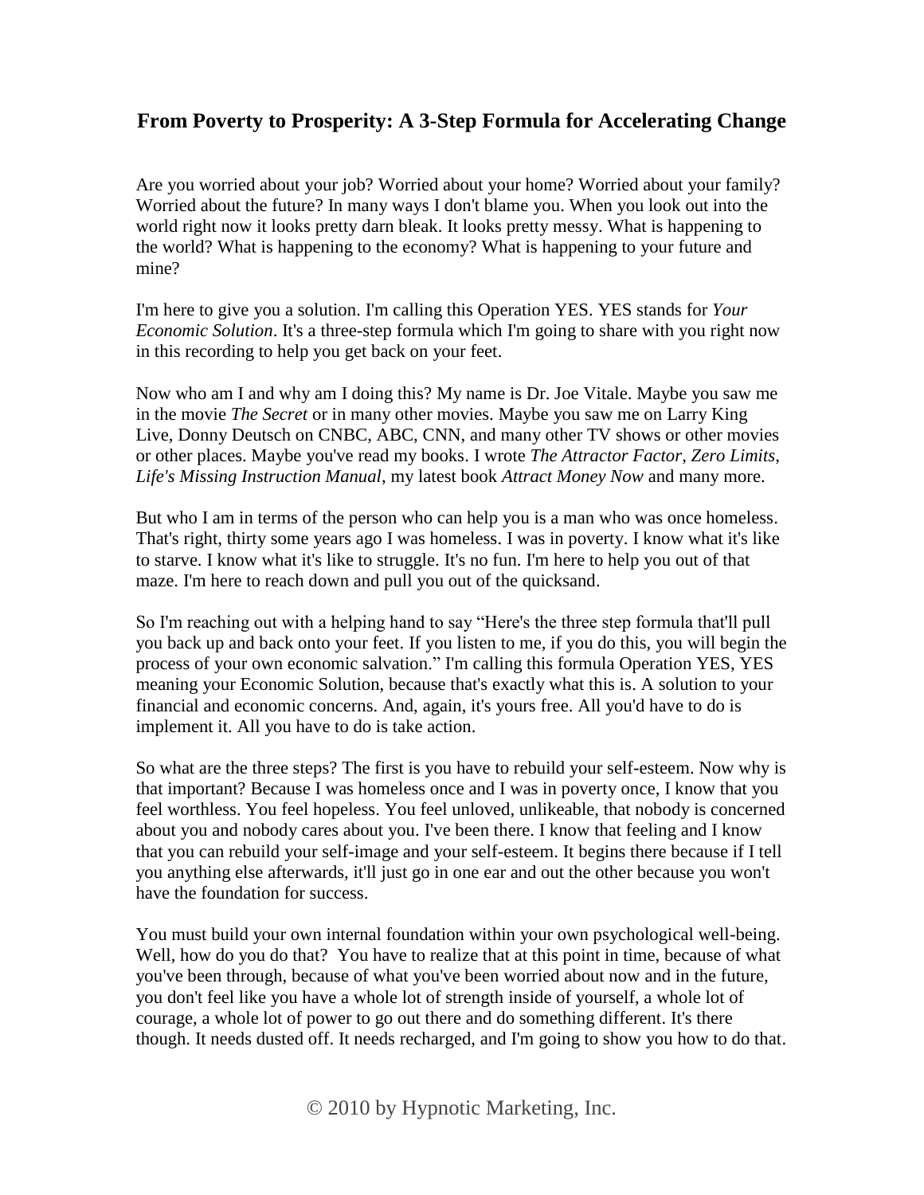# From Poverty to Prosperity: A 3-Step Formula for Accelerating Change

Are you worried about your job? Worried about your home? Worried about your family? Worried about the future? In many ways I don't blame you. When you look out into the world right now it looks pretty darn bleak. It looks pretty messy. What is happening to the world? What is happening to the economy? What is happening to your future and mine?

I'm here to give you a solution. I'm calling this Operation YES. YES stands for *Your Economic Solution*. It's a three-step formula which I'm going to share with you right now in this recording to help you get back on your feet.

Now who am I and why am I doing this? My name is Dr. Joe Vitale. Maybe you saw me in the movie *The Secret* or in many other movies. Maybe you saw me on Larry King Live, Donny Deutsch on CNBC, ABC, CNN, and many other TV shows or other movies or other places. Maybe you've read my books. I wrote *The Attractor Factor*, *Zero Limits*, *Life's Missing Instruction Manual*, my latest book *Attract Money Now* and many more.

But who I am in terms of the person who can help you is a man who was once homeless. That's right, thirty some years ago I was homeless. I was in poverty. I know what it's like to starve. I know what it's like to struggle. It's no fun. I'm here to help you out of that maze. I'm here to reach down and pull you out of the quicksand.

So I'm reaching out with a helping hand to say "Here's the three step formula that'll pull you back up and back onto your feet. If you listen to me, if you do this, you will begin the process of your own economic salvation." I'm calling this formula Operation YES, YES meaning your Economic Solution, because that's exactly what this is. A solution to your financial and economic concerns. And, again, it's yours free. All you'd have to do is implement it. All you have to do is take action.

So what are the three steps? The first is you have to rebuild your self-esteem. Now why is that important? Because I was homeless once and I was in poverty once, I know that you feel worthless. You feel hopeless. You feel unloved, unlikeable, that nobody is concerned about you and nobody cares about you. I've been there. I know that feeling and I know that you can rebuild your self-image and your self-esteem. It begins there because if I tell you anything else afterwards, it'll just go in one ear and out the other because you won't have the foundation for success.

You must build your own internal foundation within your own psychological well-being. Well, how do you do that? You have to realize that at this point in time, because of what you've been through, because of what you've been worried about now and in the future, you don't feel like you have a whole lot of strength inside of yourself, a whole lot of courage, a whole lot of power to go out there and do something different. It's there though. It needs dusted off. It needs recharged, and I'm going to show you how to do that.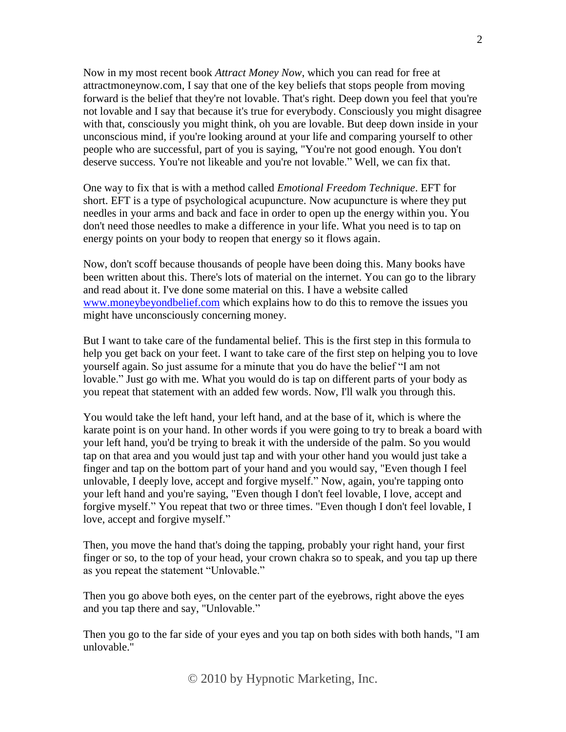Now in my most recent book *Attract Money Now*, which you can read for free at attractmoneynow.com, I say that one of the key beliefs that stops people from moving forward is the belief that they're not lovable. That's right. Deep down you feel that you're not lovable and I say that because it's true for everybody. Consciously you might disagree with that, consciously you might think, oh you are lovable. But deep down inside in your unconscious mind, if you're looking around at your life and comparing yourself to other people who are successful, part of you is saying, "You're not good enough. You don't deserve success. You're not likeable and you're not lovable." Well, we can fix that.

One way to fix that is with a method called *Emotional Freedom Technique*. EFT for short. EFT is a type of psychological acupuncture. Now acupuncture is where they put needles in your arms and back and face in order to open up the energy within you. You don't need those needles to make a difference in your life. What you need is to tap on energy points on your body to reopen that energy so it flows again.

Now, don't scoff because thousands of people have been doing this. Many books have been written about this. There's lots of material on the internet. You can go to the library and read about it. I've done some material on this. I have a website called [www.moneybeyondbelief.com](http://www.moneybeyondbelief.com) which explains how to do this to remove the issues you might have unconsciously concerning money.

But I want to take care of the fundamental belief. This is the first step in this formula to help you get back on your feet. I want to take care of the first step on helping you to love yourself again. So just assume for a minute that you do have the belief "I am not lovable." Just go with me. What you would do is tap on different parts of your body as you repeat that statement with an added few words. Now, I'll walk you through this.

You would take the left hand, your left hand, and at the base of it, which is where the karate point is on your hand. In other words if you were going to try to break a board with your left hand, you'd be trying to break it with the underside of the palm. So you would tap on that area and you would just tap and with your other hand you would just take a finger and tap on the bottom part of your hand and you would say, "Even though I feel unlovable, I deeply love, accept and forgive myself." Now, again, you're tapping onto your left hand and you're saying, "Even though I don't feel lovable, I love, accept and forgive myself." You repeat that two or three times. "Even though I don't feel lovable, I love, accept and forgive myself."

Then, you move the hand that's doing the tapping, probably your right hand, your first finger or so, to the top of your head, your crown chakra so to speak, and you tap up there as you repeat the statement "Unlovable."

Then you go above both eyes, on the center part of the eyebrows, right above the eyes and you tap there and say, "Unlovable."

Then you go to the far side of your eyes and you tap on both sides with both hands, "I am unlovable."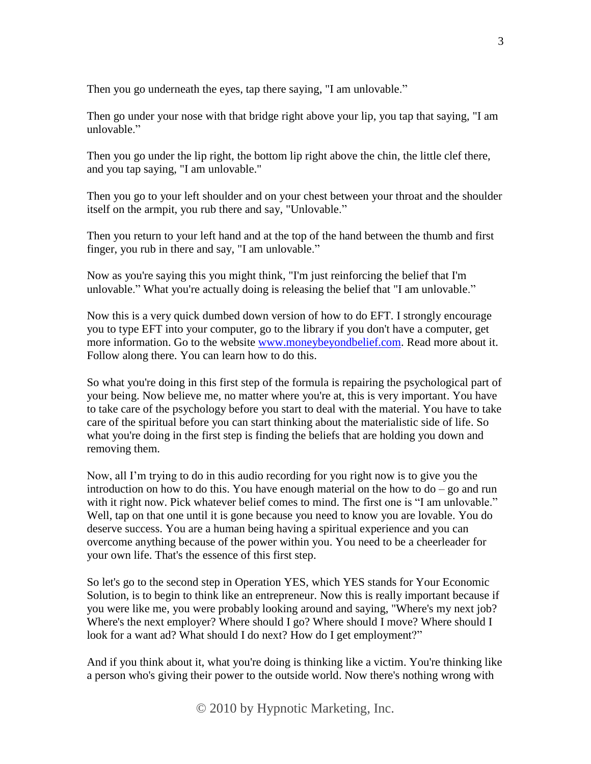Then you go underneath the eyes, tap there saying, "I am unlovable."

Then go under your nose with that bridge right above your lip, you tap that saying, "I am unlovable."

Then you go under the lip right, the bottom lip right above the chin, the little clef there, and you tap saying, "I am unlovable."

Then you go to your left shoulder and on your chest between your throat and the shoulder itself on the armpit, you rub there and say, "Unlovable."

Then you return to your left hand and at the top of the hand between the thumb and first finger, you rub in there and say, "I am unlovable."

Now as you're saying this you might think, "I'm just reinforcing the belief that I'm unlovable." What you're actually doing is releasing the belief that "I am unlovable."

Now this is a very quick dumbed down version of how to do EFT. I strongly encourage you to type EFT into your computer, go to the library if you don't have a computer, get more information. Go to the website [www.moneybeyondbelief.com](http://www.moneybeyondbelief.com). Read more about it. Follow along there. You can learn how to do this.

So what you're doing in this first step of the formula is repairing the psychological part of your being. Now believe me, no matter where you're at, this is very important. You have to take care of the psychology before you start to deal with the material. You have to take care of the spiritual before you can start thinking about the materialistic side of life. So what you're doing in the first step is finding the beliefs that are holding you down and removing them.

Now, all I'm trying to do in this audio recording for you right now is to give you the introduction on how to do this. You have enough material on the how to do – go and run with it right now. Pick whatever belief comes to mind. The first one is "I am unlovable." Well, tap on that one until it is gone because you need to know you are lovable. You do deserve success. You are a human being having a spiritual experience and you can overcome anything because of the power within you. You need to be a cheerleader for your own life. That's the essence of this first step.

So let's go to the second step in Operation YES, which YES stands for Your Economic Solution, is to begin to think like an entrepreneur. Now this is really important because if you were like me, you were probably looking around and saying, "Where's my next job? Where's the next employer? Where should I go? Where should I move? Where should I look for a want ad? What should I do next? How do I get employment?"

And if you think about it, what you're doing is thinking like a victim. You're thinking like a person who's giving their power to the outside world. Now there's nothing wrong with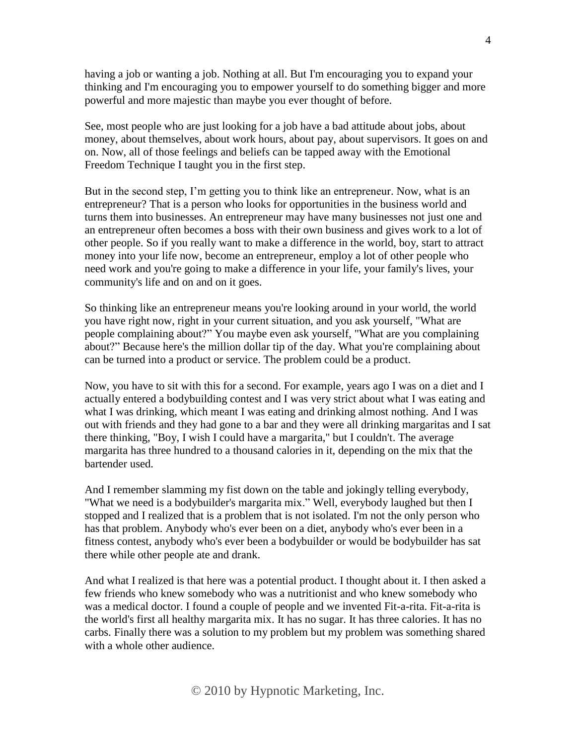having a job or wanting a job. Nothing at all. But I'm encouraging you to expand your thinking and I'm encouraging you to empower yourself to do something bigger and more powerful and more majestic than maybe you ever thought of before.

See, most people who are just looking for a job have a bad attitude about jobs, about money, about themselves, about work hours, about pay, about supervisors. It goes on and on. Now, all of those feelings and beliefs can be tapped away with the Emotional Freedom Technique I taught you in the first step.

But in the second step, I'm getting you to think like an entrepreneur. Now, what is an entrepreneur? That is a person who looks for opportunities in the business world and turns them into businesses. An entrepreneur may have many businesses not just one and an entrepreneur often becomes a boss with their own business and gives work to a lot of other people. So if you really want to make a difference in the world, boy, start to attract money into your life now, become an entrepreneur, employ a lot of other people who need work and you're going to make a difference in your life, your family's lives, your community's life and on and on it goes.

So thinking like an entrepreneur means you're looking around in your world, the world you have right now, right in your current situation, and you ask yourself, "What are people complaining about?" You maybe even ask yourself, "What are you complaining about?" Because here's the million dollar tip of the day. What you're complaining about can be turned into a product or service. The problem could be a product.

Now, you have to sit with this for a second. For example, years ago I was on a diet and I actually entered a bodybuilding contest and I was very strict about what I was eating and what I was drinking, which meant I was eating and drinking almost nothing. And I was out with friends and they had gone to a bar and they were all drinking margaritas and I sat there thinking, "Boy, I wish I could have a margarita," but I couldn't. The average margarita has three hundred to a thousand calories in it, depending on the mix that the bartender used.

And I remember slamming my fist down on the table and jokingly telling everybody, "What we need is a bodybuilder's margarita mix." Well, everybody laughed but then I stopped and I realized that is a problem that is not isolated. I'm not the only person who has that problem. Anybody who's ever been on a diet, anybody who's ever been in a fitness contest, anybody who's ever been a bodybuilder or would be bodybuilder has sat there while other people ate and drank.

And what I realized is that here was a potential product. I thought about it. I then asked a few friends who knew somebody who was a nutritionist and who knew somebody who was a medical doctor. I found a couple of people and we invented Fit-a-rita. Fit-a-rita is the world's first all healthy margarita mix. It has no sugar. It has three calories. It has no carbs. Finally there was a solution to my problem but my problem was something shared with a whole other audience.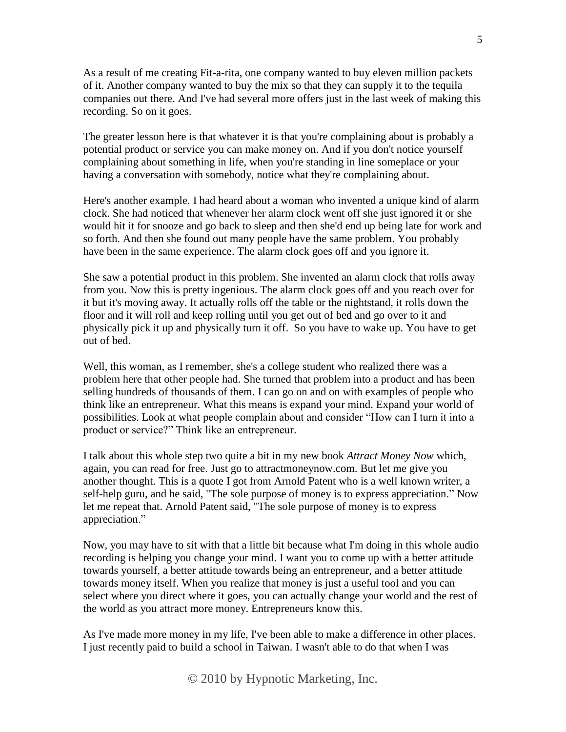As a result of me creating Fit-a-rita, one company wanted to buy eleven million packets of it. Another company wanted to buy the mix so that they can supply it to the tequila companies out there. And I've had several more offers just in the last week of making this recording. So on it goes.

The greater lesson here is that whatever it is that you're complaining about is probably a potential product or service you can make money on. And if you don't notice yourself complaining about something in life, when you're standing in line someplace or your having a conversation with somebody, notice what they're complaining about.

Here's another example. I had heard about a woman who invented a unique kind of alarm clock. She had noticed that whenever her alarm clock went off she just ignored it or she would hit it for snooze and go back to sleep and then she'd end up being late for work and so forth. And then she found out many people have the same problem. You probably have been in the same experience. The alarm clock goes off and you ignore it.

She saw a potential product in this problem. She invented an alarm clock that rolls away from you. Now this is pretty ingenious. The alarm clock goes off and you reach over for it but it's moving away. It actually rolls off the table or the nightstand, it rolls down the floor and it will roll and keep rolling until you get out of bed and go over to it and physically pick it up and physically turn it off. So you have to wake up. You have to get out of bed.

Well, this woman, as I remember, she's a college student who realized there was a problem here that other people had. She turned that problem into a product and has been selling hundreds of thousands of them. I can go on and on with examples of people who think like an entrepreneur. What this means is expand your mind. Expand your world of possibilities. Look at what people complain about and consider "How can I turn it into a product or service?" Think like an entrepreneur.

I talk about this whole step two quite a bit in my new book *Attract Money Now* which, again, you can read for free. Just go to attractmoneynow.com. But let me give you another thought. This is a quote I got from Arnold Patent who is a well known writer, a self-help guru, and he said, "The sole purpose of money is to express appreciation." Now let me repeat that. Arnold Patent said, "The sole purpose of money is to express appreciation."

Now, you may have to sit with that a little bit because what I'm doing in this whole audio recording is helping you change your mind. I want you to come up with a better attitude towards yourself, a better attitude towards being an entrepreneur, and a better attitude towards money itself. When you realize that money is just a useful tool and you can select where you direct where it goes, you can actually change your world and the rest of the world as you attract more money. Entrepreneurs know this.

As I've made more money in my life, I've been able to make a difference in other places. I just recently paid to build a school in Taiwan. I wasn't able to do that when I was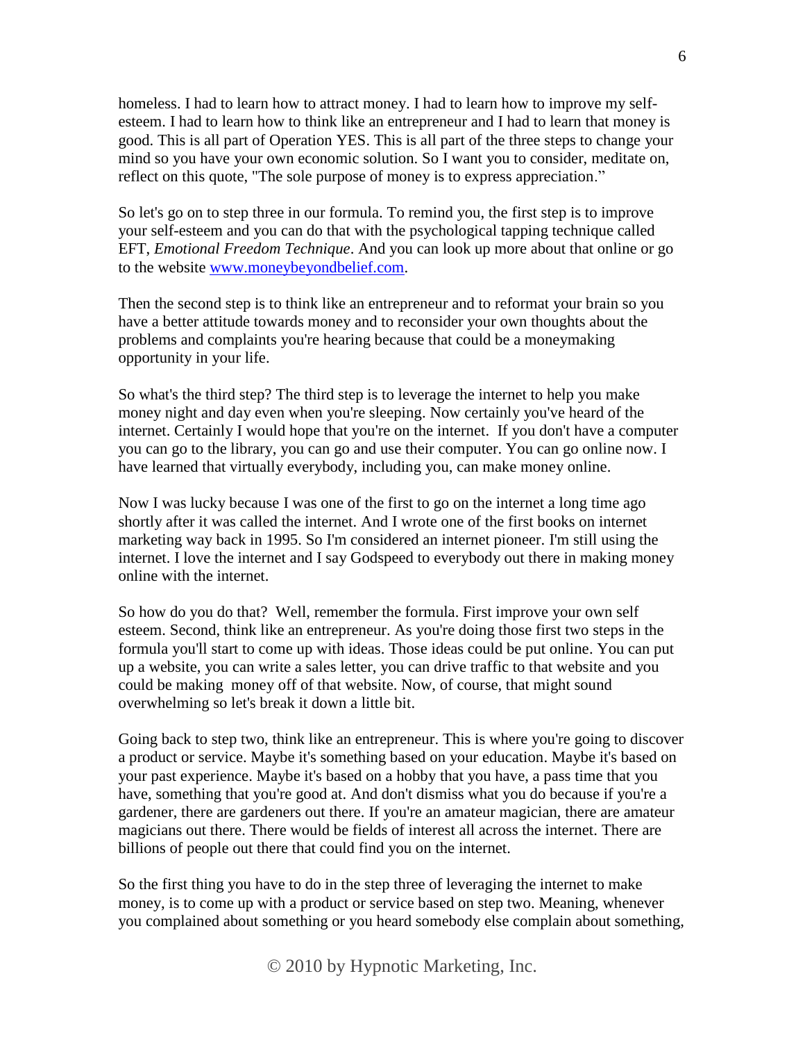homeless. I had to learn how to attract money. I had to learn how to improve my self-esteem. I had to learn how to think like an entrepreneur and I had to learn that money is good. This is all part of Operation YES. This is all part of the three steps to change your mind so you have your own economic solution. So I want you to consider, meditate on, reflect on this quote, "The sole purpose of money is to express appreciation."

So let's go on to step three in our formula. To remind you, the first step is to improve your self-esteem and you can do that with the psychological tapping technique called EFT, *Emotional Freedom Technique*. And you can look up more about that online or go to the website [www.moneybeyondbelief.com](www.moneybeyondbelief.com).

Then the second step is to think like an entrepreneur and to reformat your brain so you have a better attitude towards money and to reconsider your own thoughts about the problems and complaints you're hearing because that could be a moneymaking opportunity in your life.

So what's the third step? The third step is to leverage the internet to help you make money night and day even when you're sleeping. Now certainly you've heard of the internet. Certainly I would hope that you're on the internet. If you don't have a computer you can go to the library, you can go and use their computer. You can go online now. I have learned that virtually everybody, including you, can make money online.

Now I was lucky because I was one of the first to go on the internet a long time ago shortly after it was called the internet. And I wrote one of the first books on internet marketing way back in 1995. So I'm considered an internet pioneer. I'm still using the internet. I love the internet and I say Godspeed to everybody out there in making money online with the internet.

So how do you do that? Well, remember the formula. First improve your own self esteem. Second, think like an entrepreneur. As you're doing those first two steps in the formula you'll start to come up with ideas. Those ideas could be put online. You can put up a website, you can write a sales letter, you can drive traffic to that website and you could be making money off of that website. Now, of course, that might sound overwhelming so let's break it down a little bit.

Going back to step two, think like an entrepreneur. This is where you're going to discover a product or service. Maybe it's something based on your education. Maybe it's based on your past experience. Maybe it's based on a hobby that you have, a pass time that you have, something that you're good at. And don't dismiss what you do because if you're a gardener, there are gardeners out there. If you're an amateur magician, there are amateur magicians out there. There would be fields of interest all across the internet. There are billions of people out there that could find you on the internet.

So the first thing you have to do in the step three of leveraging the internet to make money, is to come up with a product or service based on step two. Meaning, whenever you complained about something or you heard somebody else complain about something,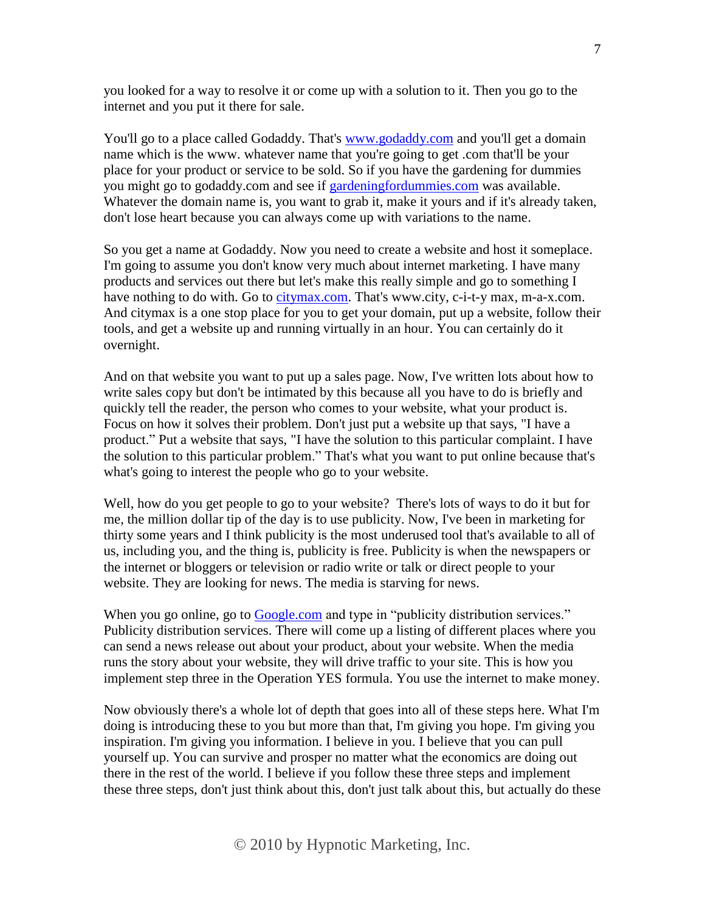you looked for a way to resolve it or come up with a solution to it. Then you go to the internet and you put it there for sale.

You'll go to a place called Godaddy. That's [www.godaddy.com](http://www.godaddy.com) and you'll get a domain name which is the www. whatever name that you're going to get .com that'll be your place for your product or service to be sold. So if you have the gardening for dummies you might go to godaddy.com and see if [gardeningfordummies.com](http://gardeningfordummies.com) was available. Whatever the domain name is, you want to grab it, make it yours and if it's already taken, don't lose heart because you can always come up with variations to the name.

So you get a name at Godaddy. Now you need to create a website and host it someplace. I'm going to assume you don't know very much about internet marketing. I have many products and services out there but let's make this really simple and go to something I have nothing to do with. Go to [citymax.com](http://citymax.com). That's www.city, c-i-t-y max, m-a-x.com. And citymax is a one stop place for you to get your domain, put up a website, follow their tools, and get a website up and running virtually in an hour. You can certainly do it overnight.

And on that website you want to put up a sales page. Now, I've written lots about how to write sales copy but don't be intimated by this because all you have to do is briefly and quickly tell the reader, the person who comes to your website, what your product is. Focus on how it solves their problem. Don't just put a website up that says, "I have a product." Put a website that says, "I have the solution to this particular complaint. I have the solution to this particular problem." That's what you want to put online because that's what's going to interest the people who go to your website.

Well, how do you get people to go to your website? There's lots of ways to do it but for me, the million dollar tip of the day is to use publicity. Now, I've been in marketing for thirty some years and I think publicity is the most underused tool that's available to all of us, including you, and the thing is, publicity is free. Publicity is when the newspapers or the internet or bloggers or television or radio write or talk or direct people to your website. They are looking for news. The media is starving for news.

When you go online, go to [Google.com](http://Google.com) and type in "publicity distribution services." Publicity distribution services. There will come up a listing of different places where you can send a news release out about your product, about your website. When the media runs the story about your website, they will drive traffic to your site. This is how you implement step three in the Operation YES formula. You use the internet to make money.

Now obviously there's a whole lot of depth that goes into all of these steps here. What I'm doing is introducing these to you but more than that, I'm giving you hope. I'm giving you inspiration. I'm giving you information. I believe in you. I believe that you can pull yourself up. You can survive and prosper no matter what the economics are doing out there in the rest of the world. I believe if you follow these three steps and implement these three steps, don't just think about this, don't just talk about this, but actually do these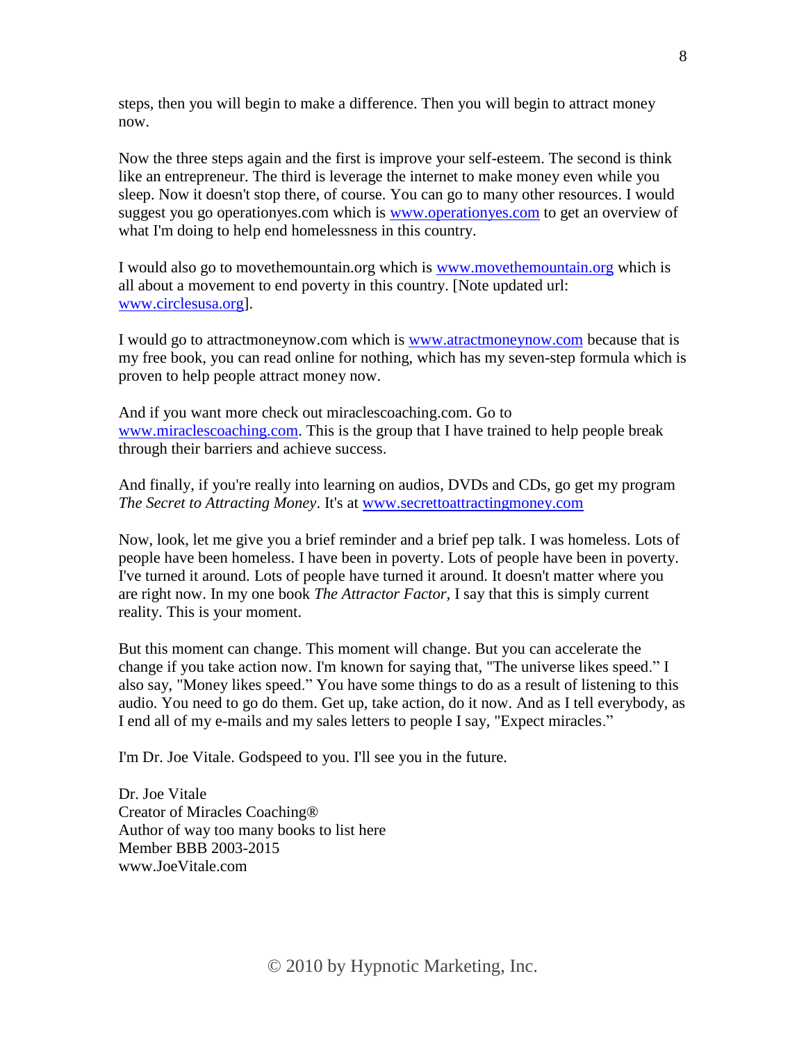steps, then you will begin to make a difference. Then you will begin to attract money now.

Now the three steps again and the first is improve your self-esteem. The second is think like an entrepreneur. The third is leverage the internet to make money even while you sleep. Now it doesn't stop there, of course. You can go to many other resources. I would suggest you go operationyes.com which is [www.operationyes.com](http://www.operationyes.com) to get an overview of what I'm doing to help end homelessness in this country.

I would also go to movethemountain.org which is [www.movethemountain.org](http://www.movethemountain.org) which is all about a movement to end poverty in this country. [Note updated url: [www.circlesusa.org](http://www.circlesusa.org)].

I would go to attractmoneynow.com which is [www.atractmoneynow.com](http://www.atractmoneynow.com) because that is my free book, you can read online for nothing, which has my seven-step formula which is proven to help people attract money now.

And if you want more check out miraclescoaching.com. Go to [www.miraclescoaching.com](http://www.miraclescoaching.com). This is the group that I have trained to help people break through their barriers and achieve success.

And finally, if you're really into learning on audios, DVDs and CDs, go get my program *The Secret to Attracting Money*. It's at [www.secrettoattractingmoney.com](http://www.secrettoattractingmoney.com)

Now, look, let me give you a brief reminder and a brief pep talk. I was homeless. Lots of people have been homeless. I have been in poverty. Lots of people have been in poverty. I've turned it around. Lots of people have turned it around. It doesn't matter where you are right now. In my one book *The Attractor Factor*, I say that this is simply current reality. This is your moment.

But this moment can change. This moment will change. But you can accelerate the change if you take action now. I'm known for saying that, "The universe likes speed." I also say, "Money likes speed." You have some things to do as a result of listening to this audio. You need to go do them. Get up, take action, do it now. And as I tell everybody, as I end all of my e-mails and my sales letters to people I say, "Expect miracles."

I'm Dr. Joe Vitale. Godspeed to you. I'll see you in the future.

Dr. Joe Vitale
Creator of Miracles Coaching®
Author of way too many books to list here
Member BBB 2003-2015
www.JoeVitale.com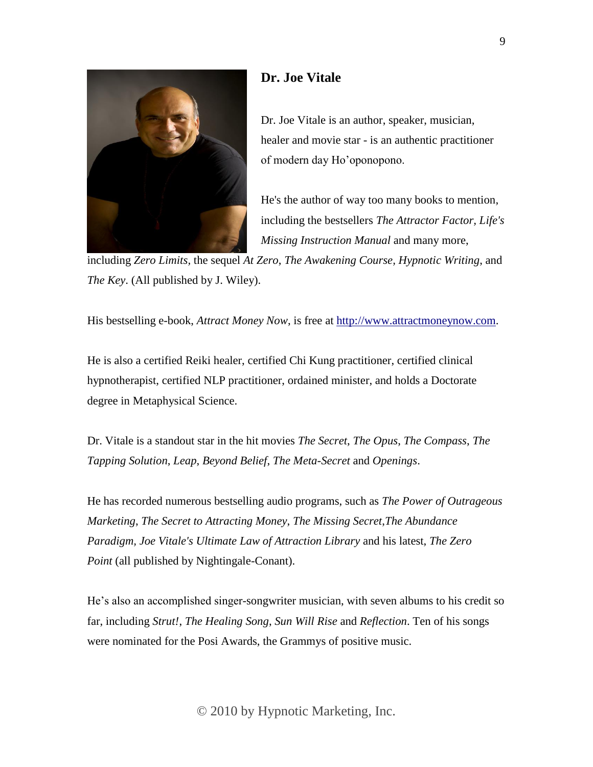## Dr. Joe Vitale

Dr. Joe Vitale is an author, speaker, musician, healer and movie star - is an authentic practitioner of modern day Ho'oponopono.

He's the author of way too many books to mention, including the bestsellers *The Attractor Factor, Life's Missing Instruction Manual* and many more, including *Zero Limits*, the sequel *At Zero*, *The Awakening Course*, *Hypnotic Writing*, and *The Key*. (All published by J. Wiley).

His bestselling e-book, *Attract Money Now*, is free at http://www.attractmoneynow.com.

He is also a certified Reiki healer, certified Chi Kung practitioner, certified clinical hypnotherapist, certified NLP practitioner, ordained minister, and holds a Doctorate degree in Metaphysical Science.

Dr. Vitale is a standout star in the hit movies *The Secret*, *The Opus*, *The Compass*, *The Tapping Solution*, *Leap*, *Beyond Belief*, *The Meta-Secret* and *Openings*.

He has recorded numerous bestselling audio programs, such as *The Power of Outrageous Marketing*, *The Secret to Attracting Money*, *The Missing Secret*,*The Abundance Paradigm*, *Joe Vitale's Ultimate Law of Attraction Library* and his latest, *The Zero Point* (all published by Nightingale-Conant).

He's also an accomplished singer-songwriter musician, with seven albums to his credit so far, including *Strut!*, *The Healing Song*, *Sun Will Rise* and *Reflection*. Ten of his songs were nominated for the Posi Awards, the Grammys of positive music.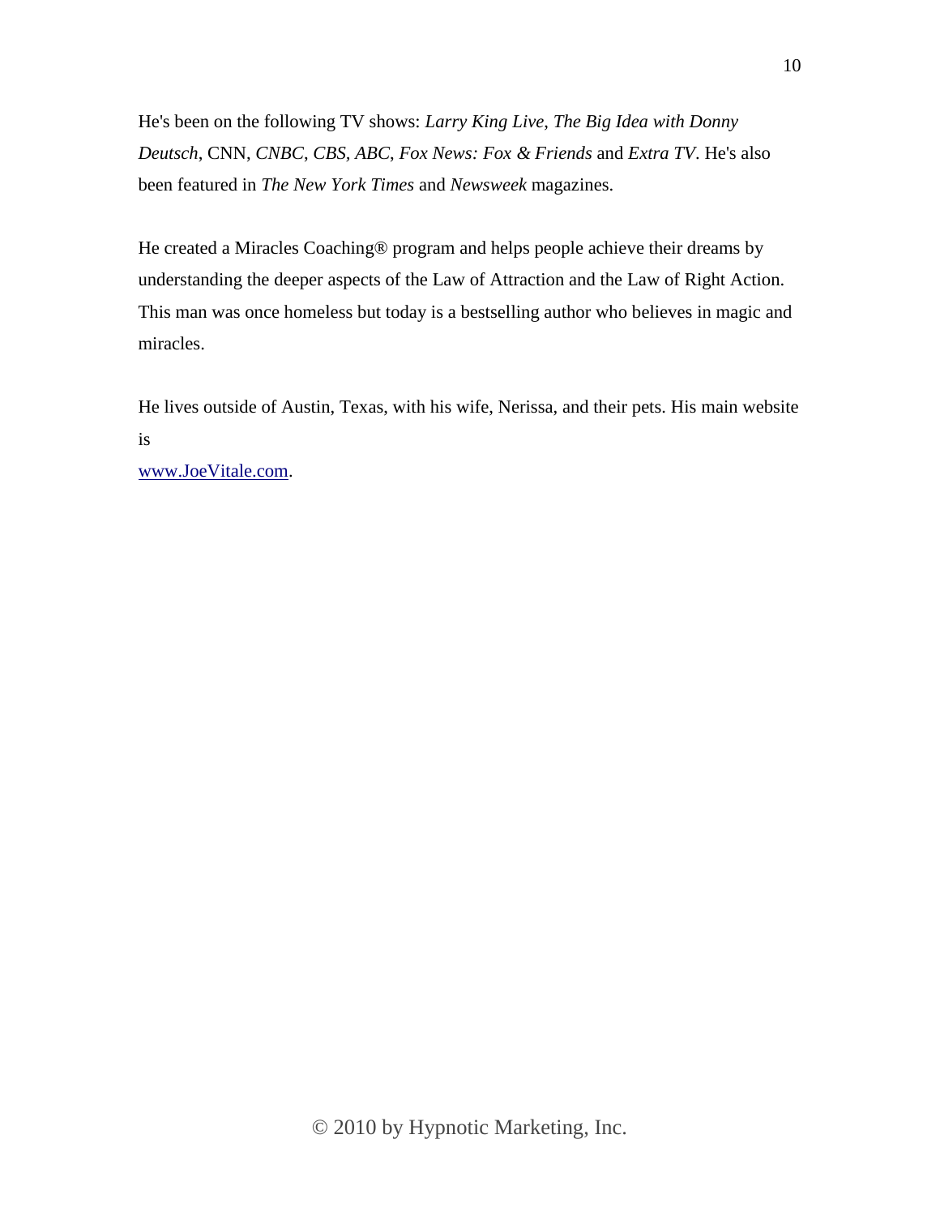He's been on the following TV shows: *Larry King Live*, *The Big Idea with Donny Deutsch*, CNN, *CNBC*, *CBS*, *ABC*, *Fox News: Fox & Friends* and *Extra TV*. He's also been featured in *The New York Times* and *Newsweek* magazines.

He created a Miracles Coaching® program and helps people achieve their dreams by understanding the deeper aspects of the Law of Attraction and the Law of Right Action. This man was once homeless but today is a bestselling author who believes in magic and miracles.

He lives outside of Austin, Texas, with his wife, Nerissa, and their pets. His main website is
[www.JoeVitale.com](http://www.JoeVitale.com).

© 2010 by Hypnotic Marketing, Inc.